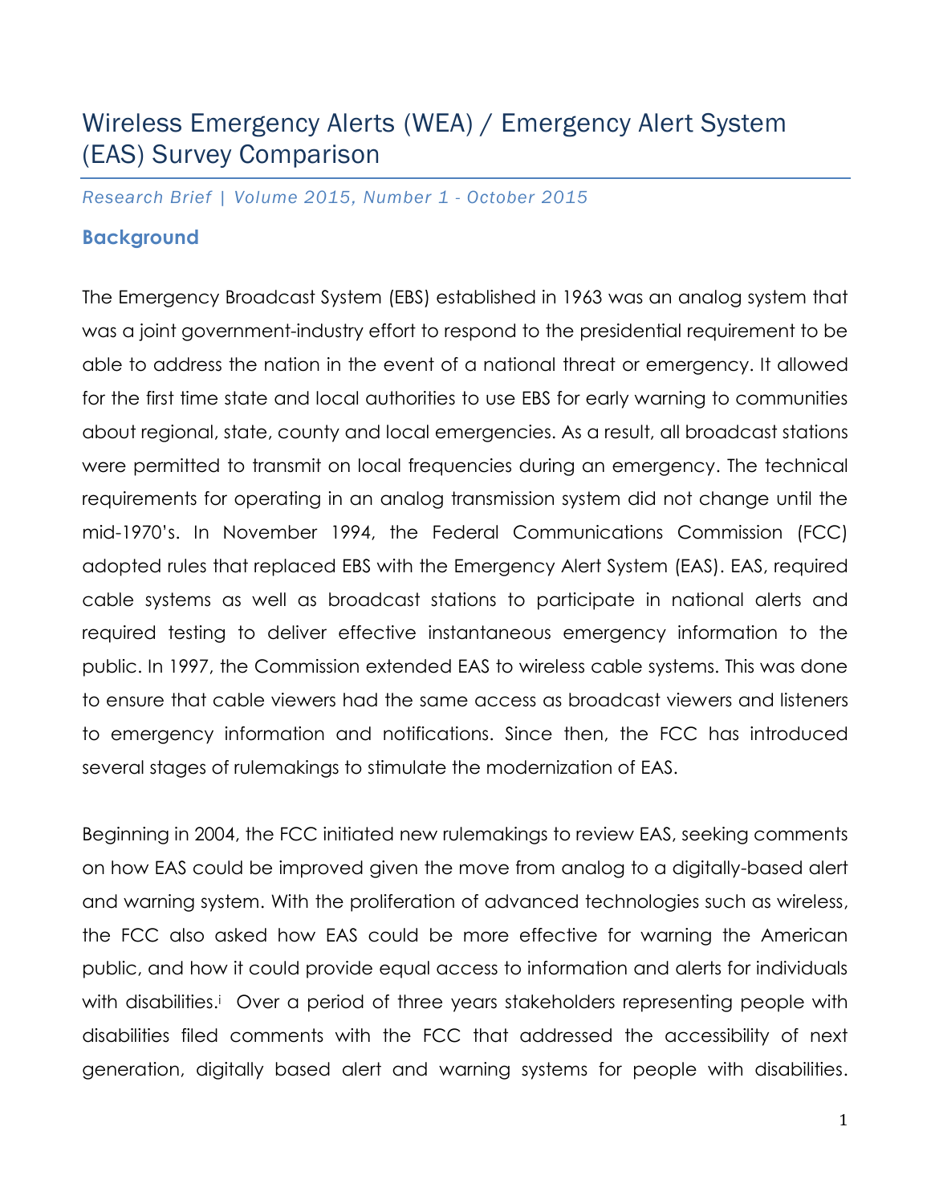# Wireless Emergency Alerts (WEA) / Emergency Alert System (EAS) Survey Comparison

*Research Brief | Volume 2015, Number 1 - October 2015*

## Background

The Emergency Broadcast System (EBS) established in 1963 was an analog system that was a joint government-industry effort to respond to the presidential requirement to be able to address the nation in the event of a national threat or emergency. It allowed for the first time state and local authorities to use EBS for early warning to communities about regional, state, county and local emergencies. As a result, all broadcast stations were permitted to transmit on local frequencies during an emergency. The technical requirements for operating in an analog transmission system did not change until the mid-1970's. In November 1994, the Federal Communications Commission (FCC) adopted rules that replaced EBS with the Emergency Alert System (EAS). EAS, required cable systems as well as broadcast stations to participate in national alerts and required testing to deliver effective instantaneous emergency information to the public. In 1997, the Commission extended EAS to wireless cable systems. This was done to ensure that cable viewers had the same access as broadcast viewers and listeners to emergency information and notifications. Since then, the FCC has introduced several stages of rulemakings to stimulate the modernization of EAS.

Beginning in 2004, the FCC initiated new rulemakings to review EAS, seeking comments on how EAS could be improved given the move from analog to a digitally-based alert and warning system. With the proliferation of advanced technologies such as wireless, the FCC also asked how EAS could be more effective for warning the American public, and how it could provide equal access to information and alerts for individuals with disabilities.[i] Over a period of three years stakeholders representing people with disabilities filed comments with the FCC that addressed the accessibility of next generation, digitally based alert and warning systems for people with disabilities.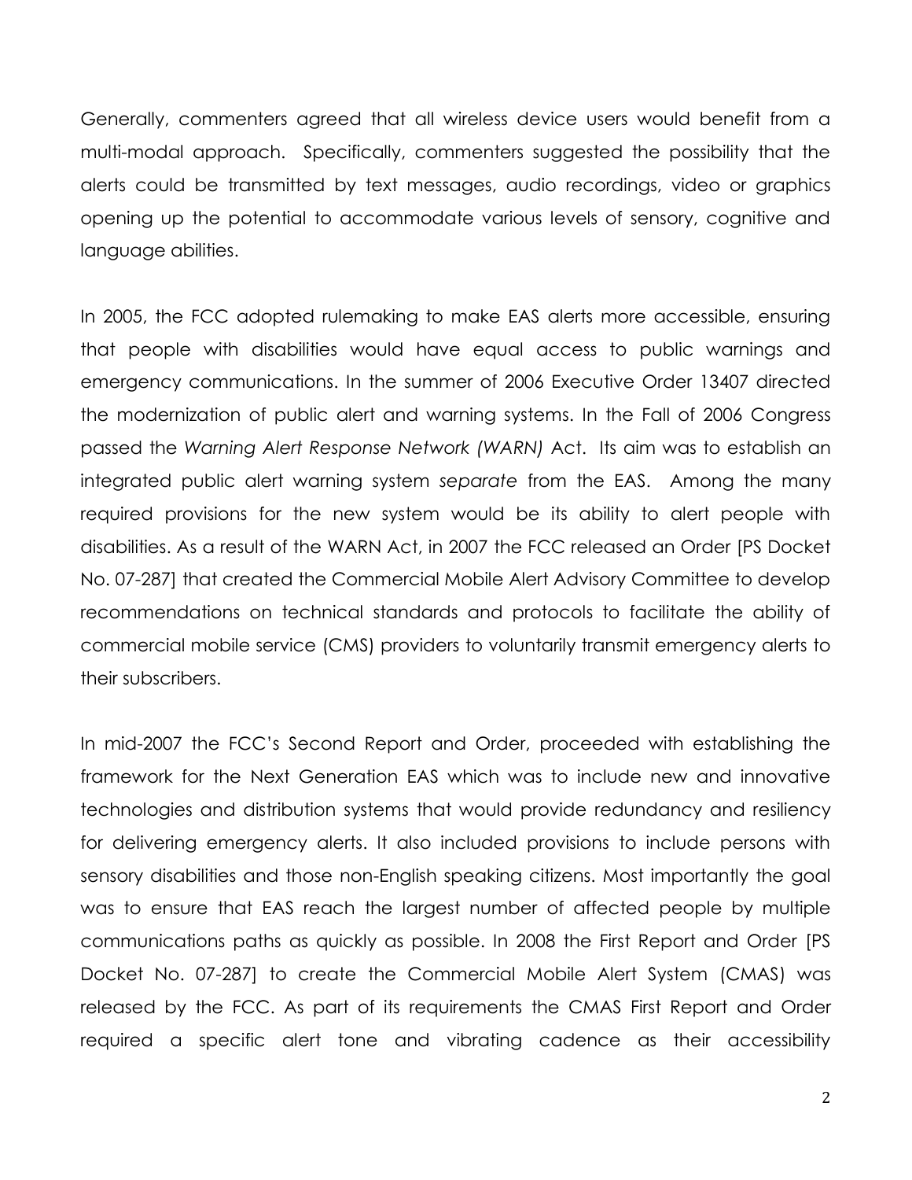Generally, commenters agreed that all wireless device users would benefit from a multi-modal approach. Specifically, commenters suggested the possibility that the alerts could be transmitted by text messages, audio recordings, video or graphics opening up the potential to accommodate various levels of sensory, cognitive and language abilities.

In 2005, the FCC adopted rulemaking to make EAS alerts more accessible, ensuring that people with disabilities would have equal access to public warnings and emergency communications. In the summer of 2006 Executive Order 13407 directed the modernization of public alert and warning systems. In the Fall of 2006 Congress passed the *Warning Alert Response Network (WARN)* Act. Its aim was to establish an integrated public alert warning system *separate* from the EAS. Among the many required provisions for the new system would be its ability to alert people with disabilities. As a result of the WARN Act, in 2007 the FCC released an Order [PS Docket No. 07-287] that created the Commercial Mobile Alert Advisory Committee to develop recommendations on technical standards and protocols to facilitate the ability of commercial mobile service (CMS) providers to voluntarily transmit emergency alerts to their subscribers.

In mid-2007 the FCC's Second Report and Order, proceeded with establishing the framework for the Next Generation EAS which was to include new and innovative technologies and distribution systems that would provide redundancy and resiliency for delivering emergency alerts. It also included provisions to include persons with sensory disabilities and those non-English speaking citizens. Most importantly the goal was to ensure that EAS reach the largest number of affected people by multiple communications paths as quickly as possible. In 2008 the First Report and Order [PS Docket No. 07-287] to create the Commercial Mobile Alert System (CMAS) was released by the FCC. As part of its requirements the CMAS First Report and Order required a specific alert tone and vibrating cadence as their accessibility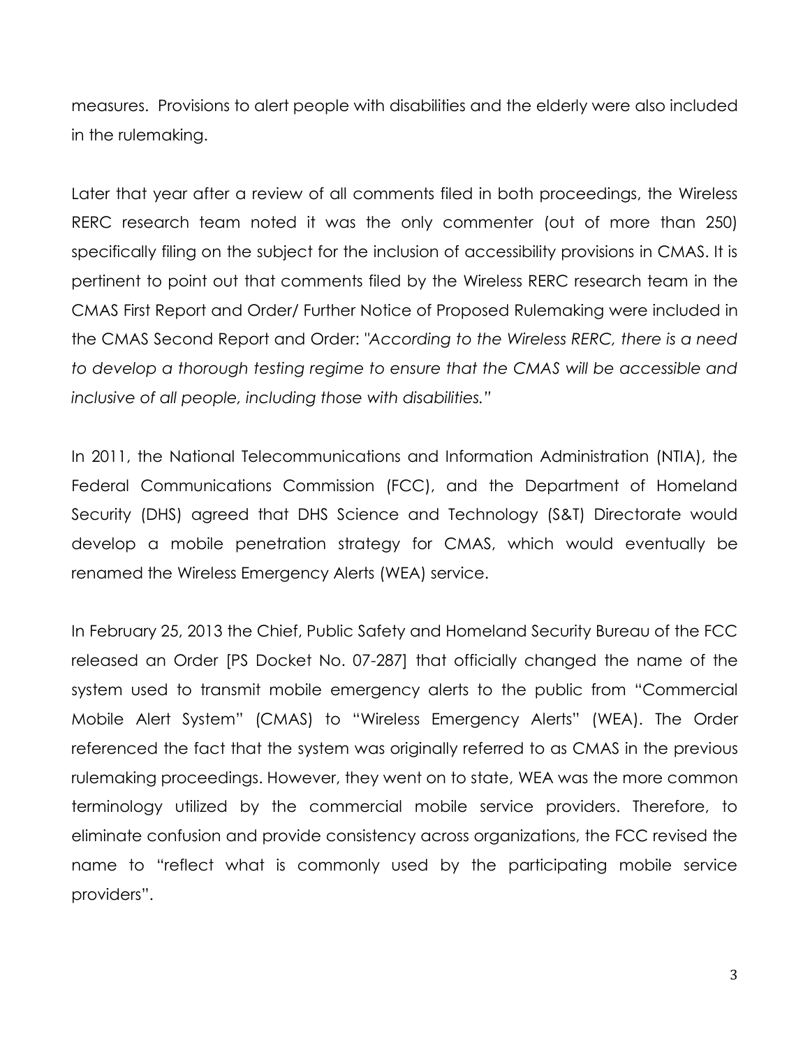measures. Provisions to alert people with disabilities and the elderly were also included in the rulemaking.

Later that year after a review of all comments filed in both proceedings, the Wireless RERC research team noted it was the only commenter (out of more than 250) specifically filing on the subject for the inclusion of accessibility provisions in CMAS. It is pertinent to point out that comments filed by the Wireless RERC research team in the CMAS First Report and Order/ Further Notice of Proposed Rulemaking were included in the CMAS Second Report and Order: "*According to the Wireless RERC, there is a need to develop a thorough testing regime to ensure that the CMAS will be accessible and inclusive of all people, including those with disabilities.*"

In 2011, the National Telecommunications and Information Administration (NTIA), the Federal Communications Commission (FCC), and the Department of Homeland Security (DHS) agreed that DHS Science and Technology (S&T) Directorate would develop a mobile penetration strategy for CMAS, which would eventually be renamed the Wireless Emergency Alerts (WEA) service.

In February 25, 2013 the Chief, Public Safety and Homeland Security Bureau of the FCC released an Order [PS Docket No. 07-287] that officially changed the name of the system used to transmit mobile emergency alerts to the public from "Commercial Mobile Alert System" (CMAS) to "Wireless Emergency Alerts" (WEA). The Order referenced the fact that the system was originally referred to as CMAS in the previous rulemaking proceedings. However, they went on to state, WEA was the more common terminology utilized by the commercial mobile service providers. Therefore, to eliminate confusion and provide consistency across organizations, the FCC revised the name to "reflect what is commonly used by the participating mobile service providers".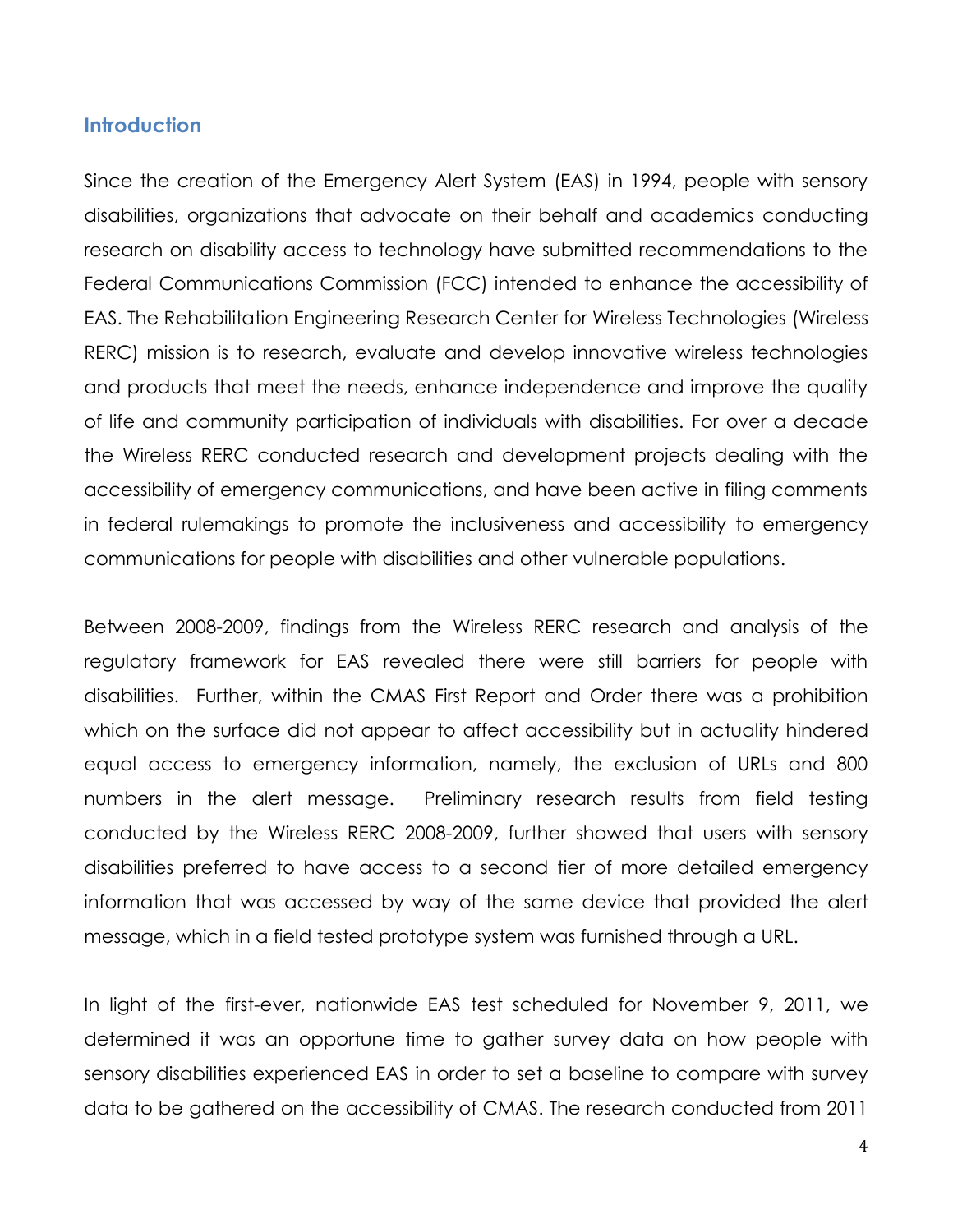## Introduction

Since the creation of the Emergency Alert System (EAS) in 1994, people with sensory disabilities, organizations that advocate on their behalf and academics conducting research on disability access to technology have submitted recommendations to the Federal Communications Commission (FCC) intended to enhance the accessibility of EAS. The Rehabilitation Engineering Research Center for Wireless Technologies (Wireless RERC) mission is to research, evaluate and develop innovative wireless technologies and products that meet the needs, enhance independence and improve the quality of life and community participation of individuals with disabilities. For over a decade the Wireless RERC conducted research and development projects dealing with the accessibility of emergency communications, and have been active in filing comments in federal rulemakings to promote the inclusiveness and accessibility to emergency communications for people with disabilities and other vulnerable populations.

Between 2008-2009, findings from the Wireless RERC research and analysis of the regulatory framework for EAS revealed there were still barriers for people with disabilities. Further, within the CMAS First Report and Order there was a prohibition which on the surface did not appear to affect accessibility but in actuality hindered equal access to emergency information, namely, the exclusion of URLs and 800 numbers in the alert message. Preliminary research results from field testing conducted by the Wireless RERC 2008-2009, further showed that users with sensory disabilities preferred to have access to a second tier of more detailed emergency information that was accessed by way of the same device that provided the alert message, which in a field tested prototype system was furnished through a URL.

In light of the first-ever, nationwide EAS test scheduled for November 9, 2011, we determined it was an opportune time to gather survey data on how people with sensory disabilities experienced EAS in order to set a baseline to compare with survey data to be gathered on the accessibility of CMAS. The research conducted from 2011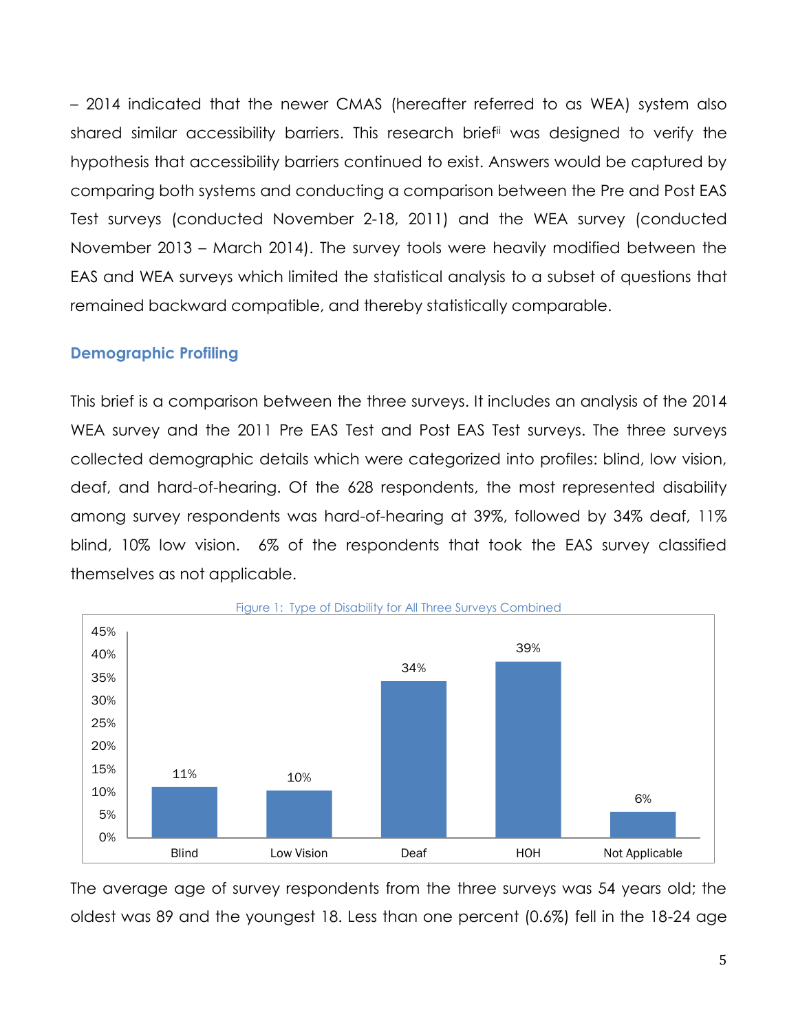– 2014 indicated that the newer CMAS (hereafter referred to as WEA) system also shared similar accessibility barriers. This research brief[ii] was designed to verify the hypothesis that accessibility barriers continued to exist. Answers would be captured by comparing both systems and conducting a comparison between the Pre and Post EAS Test surveys (conducted November 2-18, 2011) and the WEA survey (conducted November 2013 – March 2014). The survey tools were heavily modified between the EAS and WEA surveys which limited the statistical analysis to a subset of questions that remained backward compatible, and thereby statistically comparable.

### Demographic Profiling

This brief is a comparison between the three surveys. It includes an analysis of the 2014 WEA survey and the 2011 Pre EAS Test and Post EAS Test surveys. The three surveys collected demographic details which were categorized into profiles: blind, low vision, deaf, and hard-of-hearing. Of the 628 respondents, the most represented disability among survey respondents was hard-of-hearing at 39%, followed by 34% deaf, 11% blind, 10% low vision. 6% of the respondents that took the EAS survey classified themselves as not applicable.

Figure 1: Type of Disability for All Three Surveys Combined

| Type of Disability | Percent |
|---|---|
| Blind | 11% |
| Low Vision | 10% |
| Deaf | 34% |
| HOH | 39% |
| Not Applicable | 6% |

The average age of survey respondents from the three surveys was 54 years old; the oldest was 89 and the youngest 18. Less than one percent (0.6%) fell in the 18-24 age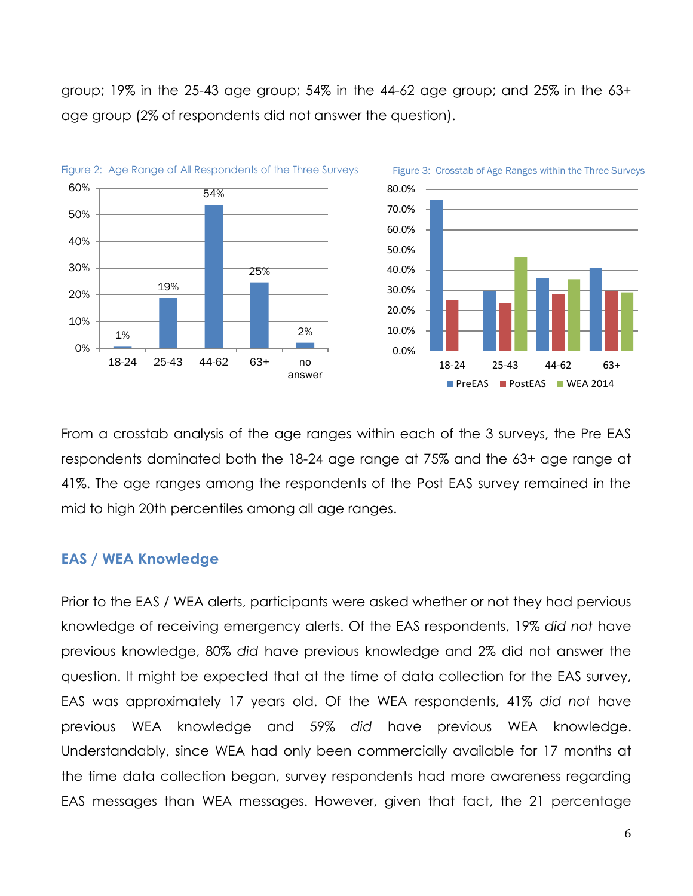group; 19% in the 25-43 age group; 54% in the 44-62 age group; and 25% in the 63+ age group (2% of respondents did not answer the question).

Figure 2: Age Range of All Respondents of the Three Surveys

Figure 3: Crosstab of Age Ranges within the Three Surveys

From a crosstab analysis of the age ranges within each of the 3 surveys, the Pre EAS respondents dominated both the 18-24 age range at 75% and the 63+ age range at 41%. The age ranges among the respondents of the Post EAS survey remained in the mid to high 20th percentiles among all age ranges.

## EAS / WEA Knowledge

Prior to the EAS / WEA alerts, participants were asked whether or not they had pervious knowledge of receiving emergency alerts. Of the EAS respondents, 19% *did not* have previous knowledge, 80% *did* have previous knowledge and 2% did not answer the question. It might be expected that at the time of data collection for the EAS survey, EAS was approximately 17 years old. Of the WEA respondents, 41% *did not* have previous WEA knowledge and 59% *did* have previous WEA knowledge. Understandably, since WEA had only been commercially available for 17 months at the time data collection began, survey respondents had more awareness regarding EAS messages than WEA messages. However, given that fact, the 21 percentage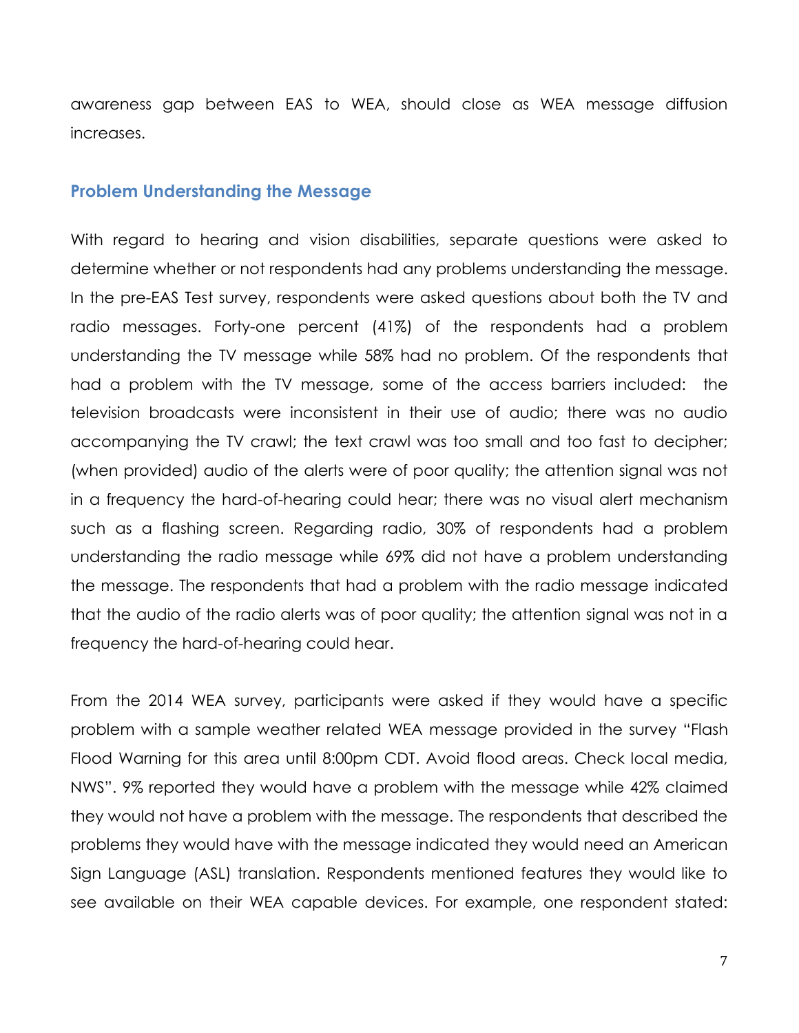awareness gap between EAS to WEA, should close as WEA message diffusion increases.

## Problem Understanding the Message

With regard to hearing and vision disabilities, separate questions were asked to determine whether or not respondents had any problems understanding the message. In the pre-EAS Test survey, respondents were asked questions about both the TV and radio messages. Forty-one percent (41%) of the respondents had a problem understanding the TV message while 58% had no problem. Of the respondents that had a problem with the TV message, some of the access barriers included: the television broadcasts were inconsistent in their use of audio; there was no audio accompanying the TV crawl; the text crawl was too small and too fast to decipher; (when provided) audio of the alerts were of poor quality; the attention signal was not in a frequency the hard-of-hearing could hear; there was no visual alert mechanism such as a flashing screen. Regarding radio, 30% of respondents had a problem understanding the radio message while 69% did not have a problem understanding the message. The respondents that had a problem with the radio message indicated that the audio of the radio alerts was of poor quality; the attention signal was not in a frequency the hard-of-hearing could hear.

From the 2014 WEA survey, participants were asked if they would have a specific problem with a sample weather related WEA message provided in the survey "Flash Flood Warning for this area until 8:00pm CDT. Avoid flood areas. Check local media, NWS". 9% reported they would have a problem with the message while 42% claimed they would not have a problem with the message. The respondents that described the problems they would have with the message indicated they would need an American Sign Language (ASL) translation. Respondents mentioned features they would like to see available on their WEA capable devices. For example, one respondent stated: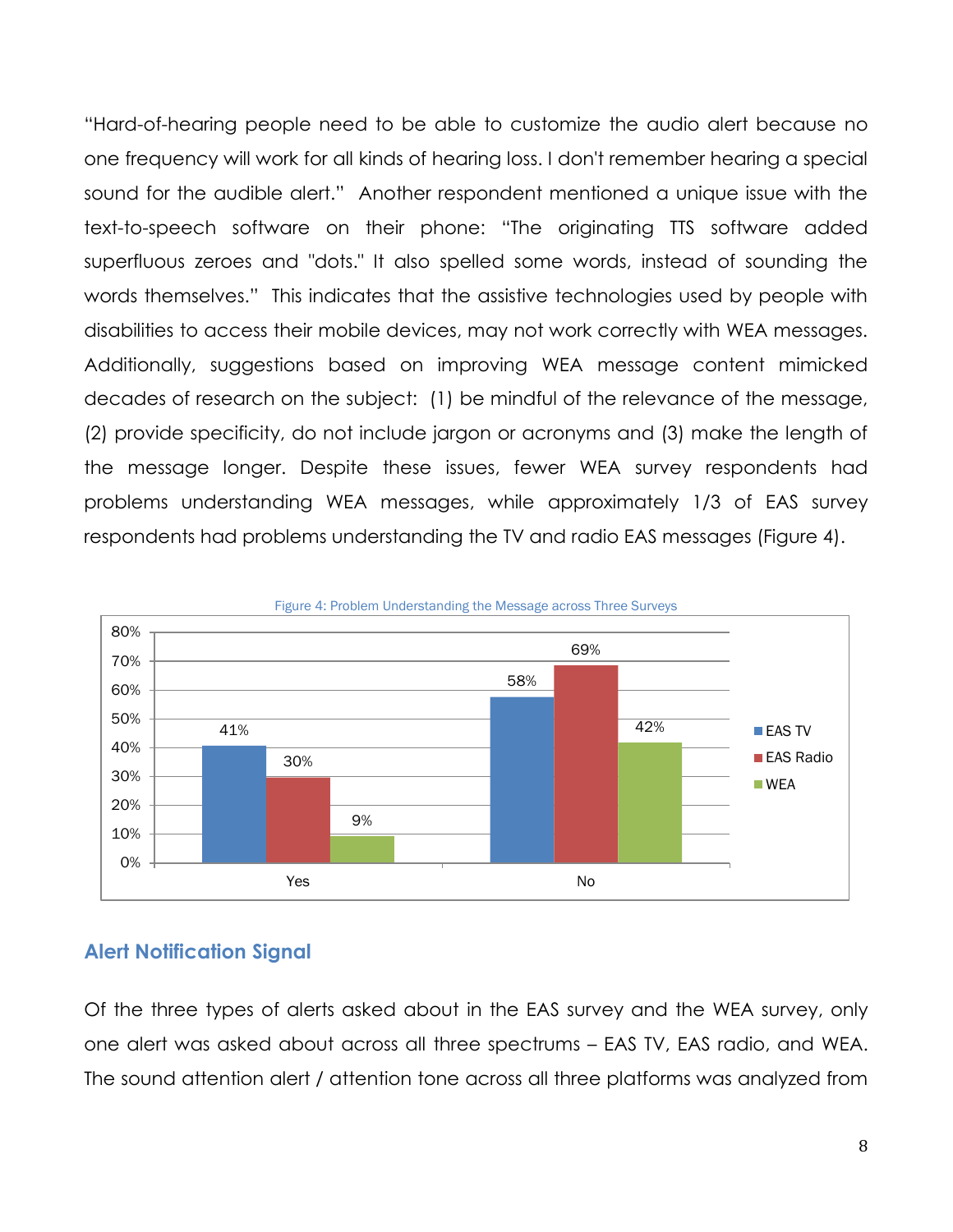"Hard-of-hearing people need to be able to customize the audio alert because no one frequency will work for all kinds of hearing loss. I don't remember hearing a special sound for the audible alert." Another respondent mentioned a unique issue with the text-to-speech software on their phone: "The originating TTS software added superfluous zeroes and "dots." It also spelled some words, instead of sounding the words themselves." This indicates that the assistive technologies used by people with disabilities to access their mobile devices, may not work correctly with WEA messages. Additionally, suggestions based on improving WEA message content mimicked decades of research on the subject: (1) be mindful of the relevance of the message, (2) provide specificity, do not include jargon or acronyms and (3) make the length of the message longer. Despite these issues, fewer WEA survey respondents had problems understanding WEA messages, while approximately 1/3 of EAS survey respondents had problems understanding the TV and radio EAS messages (Figure 4).

Figure 4: Problem Understanding the Message across Three Surveys

| | EAS TV | EAS Radio | WEA |
|---|---|---|---|
| Yes | 41% | 30% | 9% |
| No | 58% | 69% | 42% |

## Alert Notification Signal

Of the three types of alerts asked about in the EAS survey and the WEA survey, only one alert was asked about across all three spectrums – EAS TV, EAS radio, and WEA. The sound attention alert / attention tone across all three platforms was analyzed from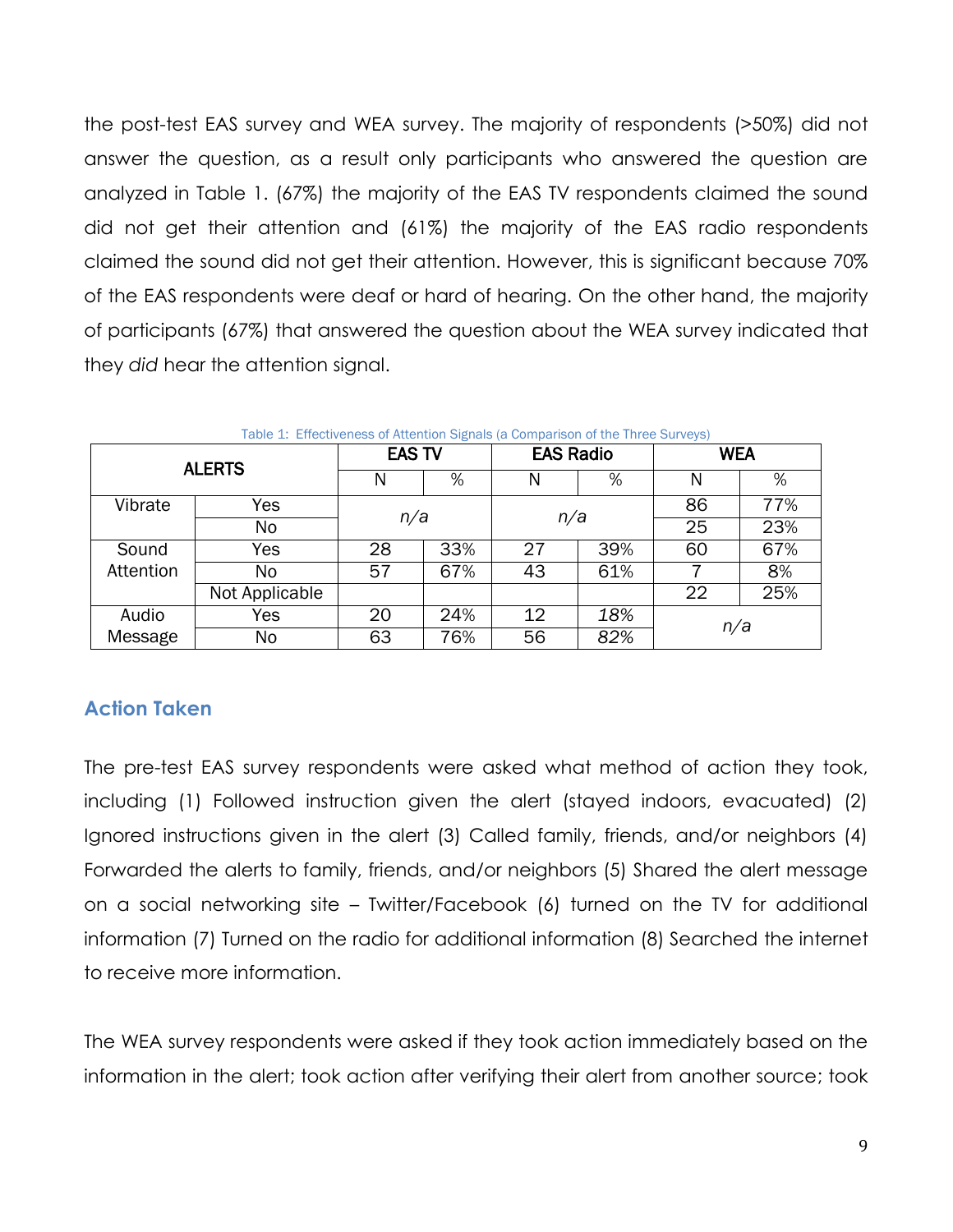the post-test EAS survey and WEA survey. The majority of respondents (>50%) did not answer the question, as a result only participants who answered the question are analyzed in Table 1. (67%) the majority of the EAS TV respondents claimed the sound did not get their attention and (61%) the majority of the EAS radio respondents claimed the sound did not get their attention. However, this is significant because 70% of the EAS respondents were deaf or hard of hearing. On the other hand, the majority of participants (67%) that answered the question about the WEA survey indicated that they *did* hear the attention signal.

Table 1: Effectiveness of Attention Signals (a Comparison of the Three Surveys)

| ALERTS | | EAS TV | | EAS Radio | | WEA | |
|---|---|---|---|---|---|---|---|
| | | N | % | N | % | N | % |
| Vibrate | Yes | *n/a* | | *n/a* | | 86 | 77% |
| | No | | | | | 25 | 23% |
| Sound Attention | Yes | 28 | 33% | 27 | 39% | 60 | 67% |
| | No | 57 | 67% | 43 | 61% | 7 | 8% |
| | Not Applicable | | | | | 22 | 25% |
| Audio Message | Yes | 20 | 24% | 12 | *18%* | *n/a* | |
| | No | 63 | 76% | 56 | *82%* | | |

## Action Taken

The pre-test EAS survey respondents were asked what method of action they took, including (1) Followed instruction given the alert (stayed indoors, evacuated) (2) Ignored instructions given in the alert (3) Called family, friends, and/or neighbors (4) Forwarded the alerts to family, friends, and/or neighbors (5) Shared the alert message on a social networking site – Twitter/Facebook (6) turned on the TV for additional information (7) Turned on the radio for additional information (8) Searched the internet to receive more information.

The WEA survey respondents were asked if they took action immediately based on the information in the alert; took action after verifying their alert from another source; took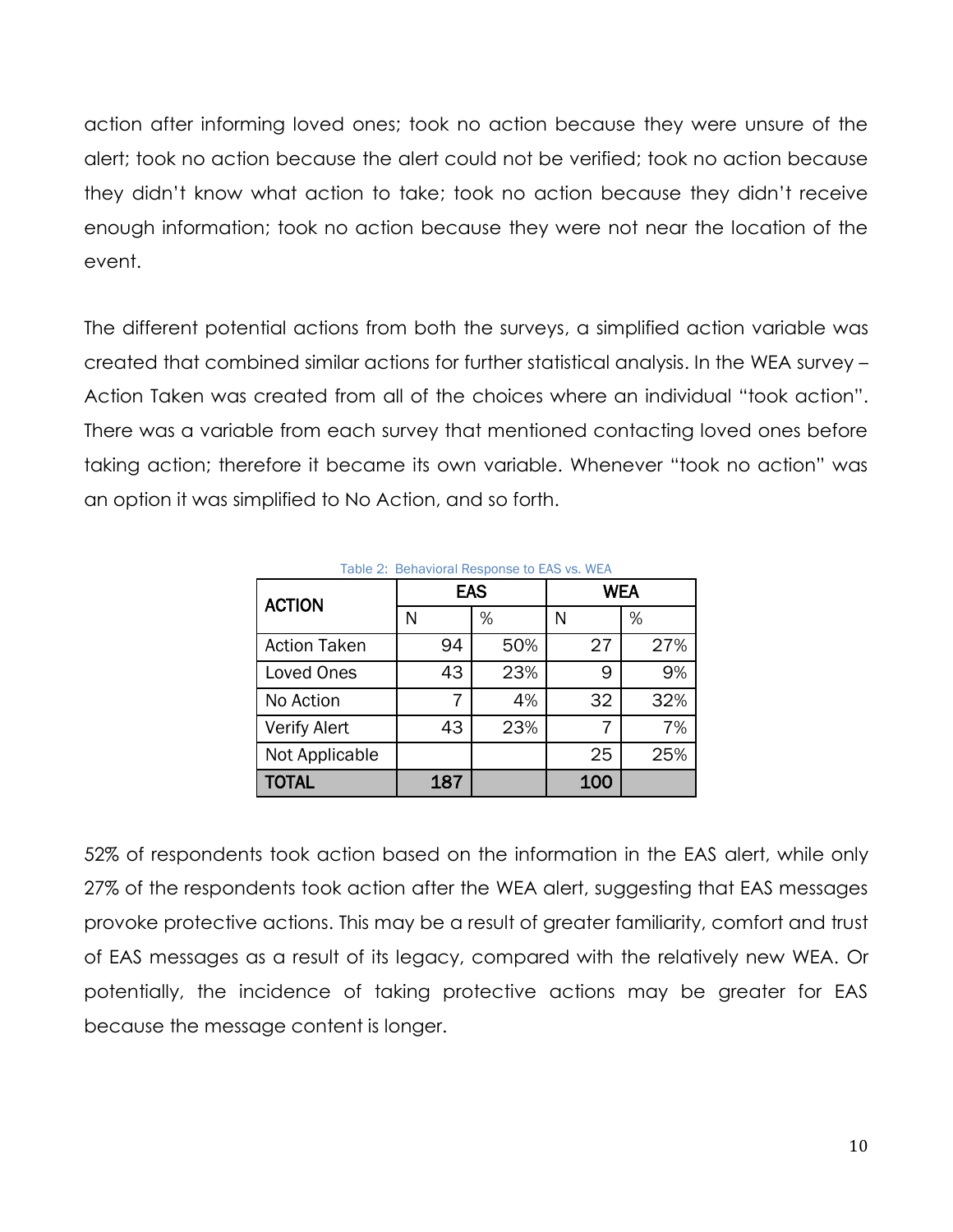action after informing loved ones; took no action because they were unsure of the alert; took no action because the alert could not be verified; took no action because they didn't know what action to take; took no action because they didn't receive enough information; took no action because they were not near the location of the event.

The different potential actions from both the surveys, a simplified action variable was created that combined similar actions for further statistical analysis. In the WEA survey – Action Taken was created from all of the choices where an individual "took action". There was a variable from each survey that mentioned contacting loved ones before taking action; therefore it became its own variable. Whenever "took no action" was an option it was simplified to No Action, and so forth.

Table 2: Behavioral Response to EAS vs. WEA

| ACTION | EAS | | WEA | |
|---|---|---|---|---|
| | N | % | N | % |
| Action Taken | 94 | 50% | 27 | 27% |
| Loved Ones | 43 | 23% | 9 | 9% |
| No Action | 7 | 4% | 32 | 32% |
| Verify Alert | 43 | 23% | 7 | 7% |
| Not Applicable | | | 25 | 25% |
| **TOTAL** | **187** | | **100** | |

52% of respondents took action based on the information in the EAS alert, while only 27% of the respondents took action after the WEA alert, suggesting that EAS messages provoke protective actions. This may be a result of greater familiarity, comfort and trust of EAS messages as a result of its legacy, compared with the relatively new WEA. Or potentially, the incidence of taking protective actions may be greater for EAS because the message content is longer.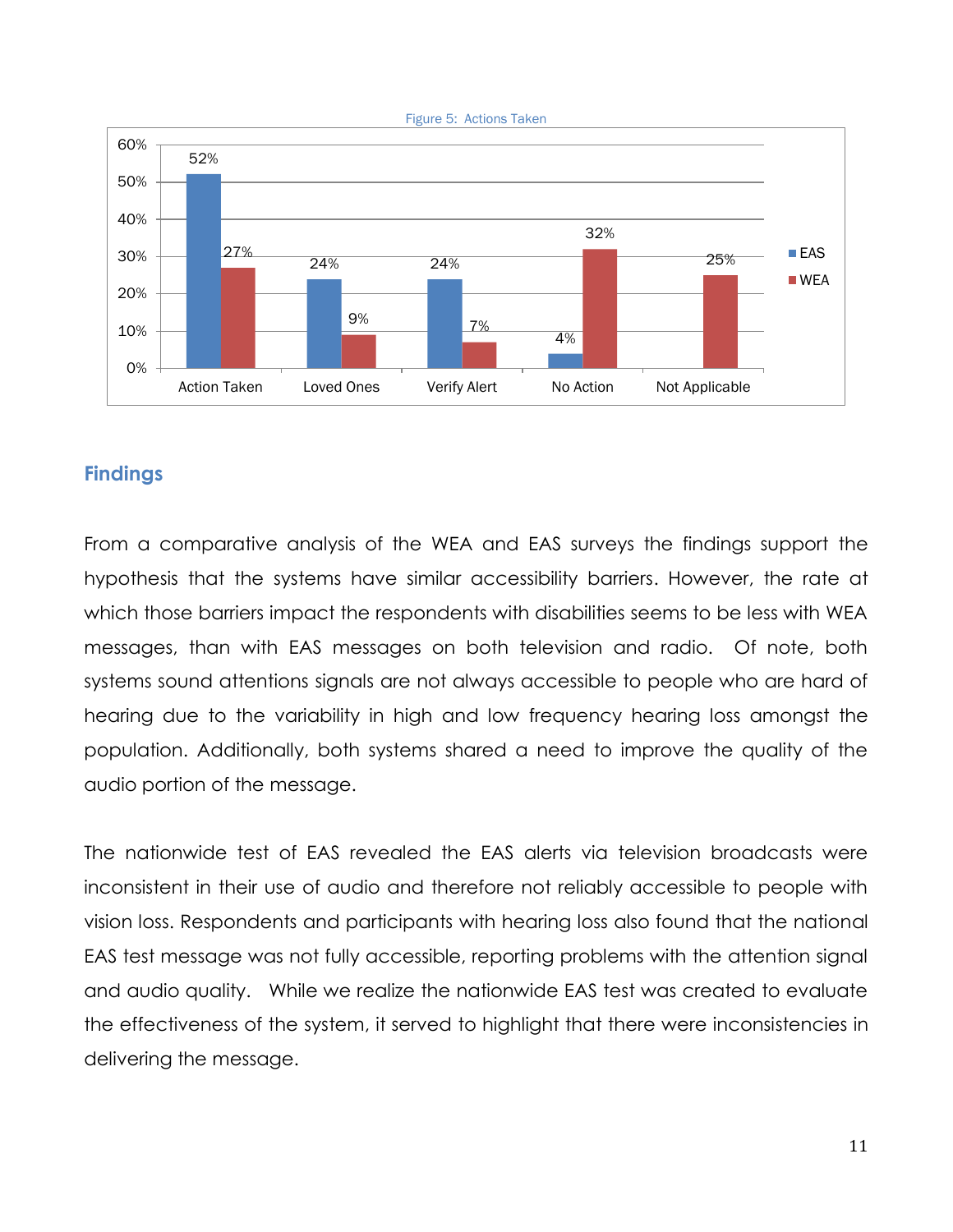Figure 5: Actions Taken

| | EAS | WEA |
|---|---|---|
| Action Taken | 52% | 27% |
| Loved Ones | 24% | 9% |
| Verify Alert | 24% | 7% |
| No Action | 4% | 32% |
| Not Applicable | | 25% |

## Findings

From a comparative analysis of the WEA and EAS surveys the findings support the hypothesis that the systems have similar accessibility barriers. However, the rate at which those barriers impact the respondents with disabilities seems to be less with WEA messages, than with EAS messages on both television and radio. Of note, both systems sound attentions signals are not always accessible to people who are hard of hearing due to the variability in high and low frequency hearing loss amongst the population. Additionally, both systems shared a need to improve the quality of the audio portion of the message.

The nationwide test of EAS revealed the EAS alerts via television broadcasts were inconsistent in their use of audio and therefore not reliably accessible to people with vision loss. Respondents and participants with hearing loss also found that the national EAS test message was not fully accessible, reporting problems with the attention signal and audio quality. While we realize the nationwide EAS test was created to evaluate the effectiveness of the system, it served to highlight that there were inconsistencies in delivering the message.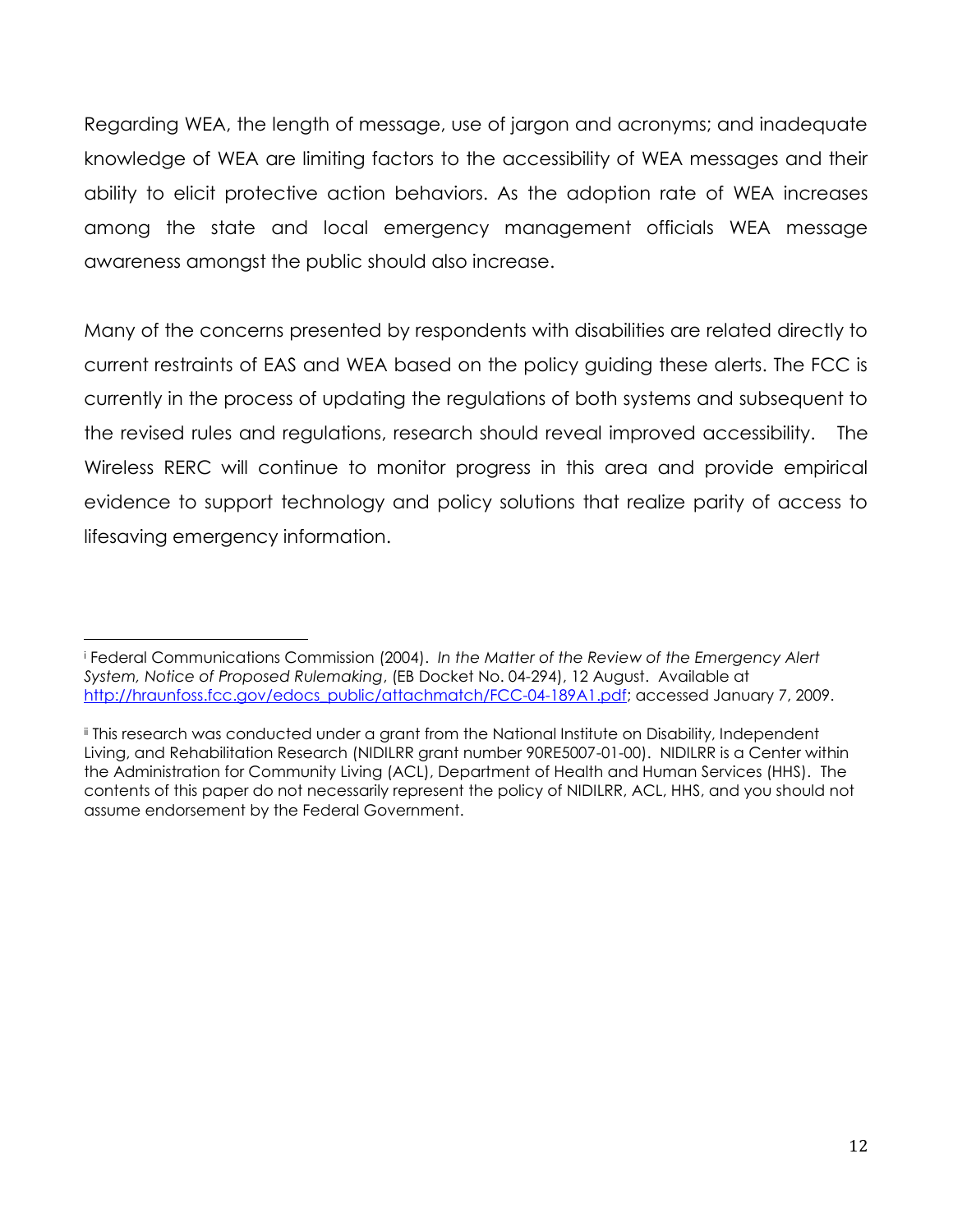Regarding WEA, the length of message, use of jargon and acronyms; and inadequate knowledge of WEA are limiting factors to the accessibility of WEA messages and their ability to elicit protective action behaviors. As the adoption rate of WEA increases among the state and local emergency management officials WEA message awareness amongst the public should also increase.

Many of the concerns presented by respondents with disabilities are related directly to current restraints of EAS and WEA based on the policy guiding these alerts. The FCC is currently in the process of updating the regulations of both systems and subsequent to the revised rules and regulations, research should reveal improved accessibility. The Wireless RERC will continue to monitor progress in this area and provide empirical evidence to support technology and policy solutions that realize parity of access to lifesaving emergency information.

---

[i] Federal Communications Commission (2004). *In the Matter of the Review of the Emergency Alert System, Notice of Proposed Rulemaking*, (EB Docket No. 04-294), 12 August. Available at http://hraunfoss.fcc.gov/edocs_public/attachmatch/FCC-04-189A1.pdf; accessed January 7, 2009.

[ii] This research was conducted under a grant from the National Institute on Disability, Independent Living, and Rehabilitation Research (NIDILRR grant number 90RE5007-01-00). NIDILRR is a Center within the Administration for Community Living (ACL), Department of Health and Human Services (HHS). The contents of this paper do not necessarily represent the policy of NIDILRR, ACL, HHS, and you should not assume endorsement by the Federal Government.